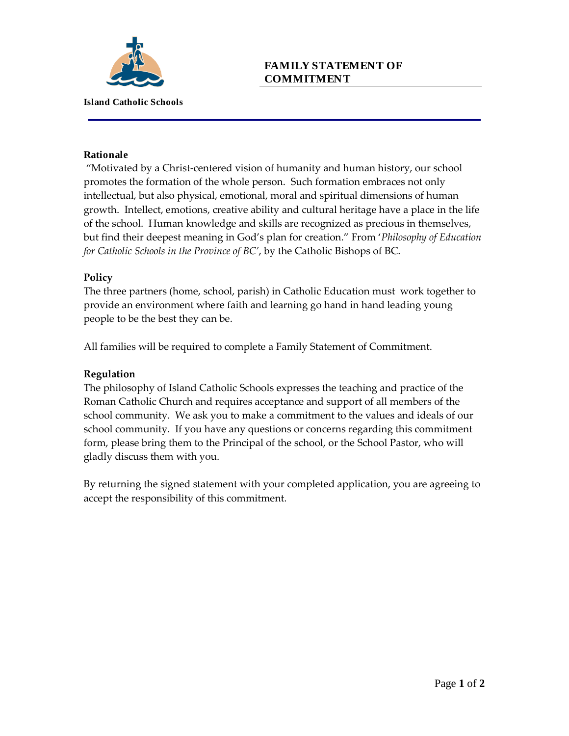**Island Catholic Schools**

# FAMILY STATEMENT OF COMMITMENT

## Rationale

"Motivated by a Christ-centered vision of humanity and human history, our school promotes the formation of the whole person. Such formation embraces not only intellectual, but also physical, emotional, moral and spiritual dimensions of human growth. Intellect, emotions, creative ability and cultural heritage have a place in the life of the school. Human knowledge and skills are recognized as precious in themselves, but find their deepest meaning in God's plan for creation." From '*Philosophy of Education for Catholic Schools in the Province of BC*', by the Catholic Bishops of BC.

## Policy

The three partners (home, school, parish) in Catholic Education must work together to provide an environment where faith and learning go hand in hand leading young people to be the best they can be.

All families will be required to complete a Family Statement of Commitment.

## Regulation

The philosophy of Island Catholic Schools expresses the teaching and practice of the Roman Catholic Church and requires acceptance and support of all members of the school community. We ask you to make a commitment to the values and ideals of our school community. If you have any questions or concerns regarding this commitment form, please bring them to the Principal of the school, or the School Pastor, who will gladly discuss them with you.

By returning the signed statement with your completed application, you are agreeing to accept the responsibility of this commitment.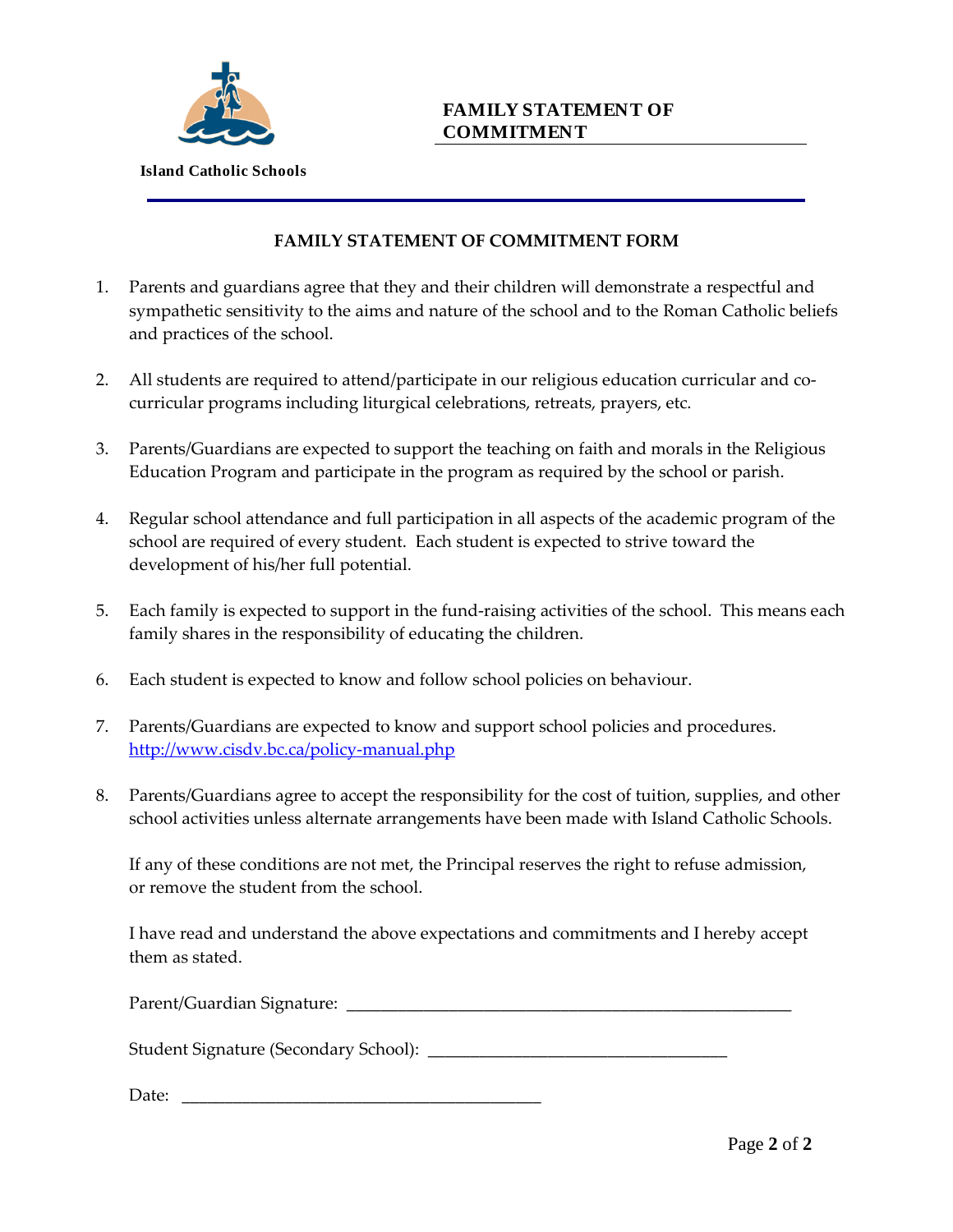Island Catholic Schools

**FAMILY STATEMENT OF COMMITMENT**

## FAMILY STATEMENT OF COMMITMENT FORM

1. Parents and guardians agree that they and their children will demonstrate a respectful and sympathetic sensitivity to the aims and nature of the school and to the Roman Catholic beliefs and practices of the school.

2. All students are required to attend/participate in our religious education curricular and co-curricular programs including liturgical celebrations, retreats, prayers, etc.

3. Parents/Guardians are expected to support the teaching on faith and morals in the Religious Education Program and participate in the program as required by the school or parish.

4. Regular school attendance and full participation in all aspects of the academic program of the school are required of every student. Each student is expected to strive toward the development of his/her full potential.

5. Each family is expected to support in the fund-raising activities of the school. This means each family shares in the responsibility of educating the children.

6. Each student is expected to know and follow school policies on behaviour.

7. Parents/Guardians are expected to know and support school policies and procedures. [http://www.cisdv.bc.ca/policy-manual.php](http://www.cisdv.bc.ca/policy-manual.php)

8. Parents/Guardians agree to accept the responsibility for the cost of tuition, supplies, and other school activities unless alternate arrangements have been made with Island Catholic Schools.

If any of these conditions are not met, the Principal reserves the right to refuse admission, or remove the student from the school.

I have read and understand the above expectations and commitments and I hereby accept them as stated.

Parent/Guardian Signature: ____________________________________________________

Student Signature (Secondary School): __________________________________

Date: __________________________________________